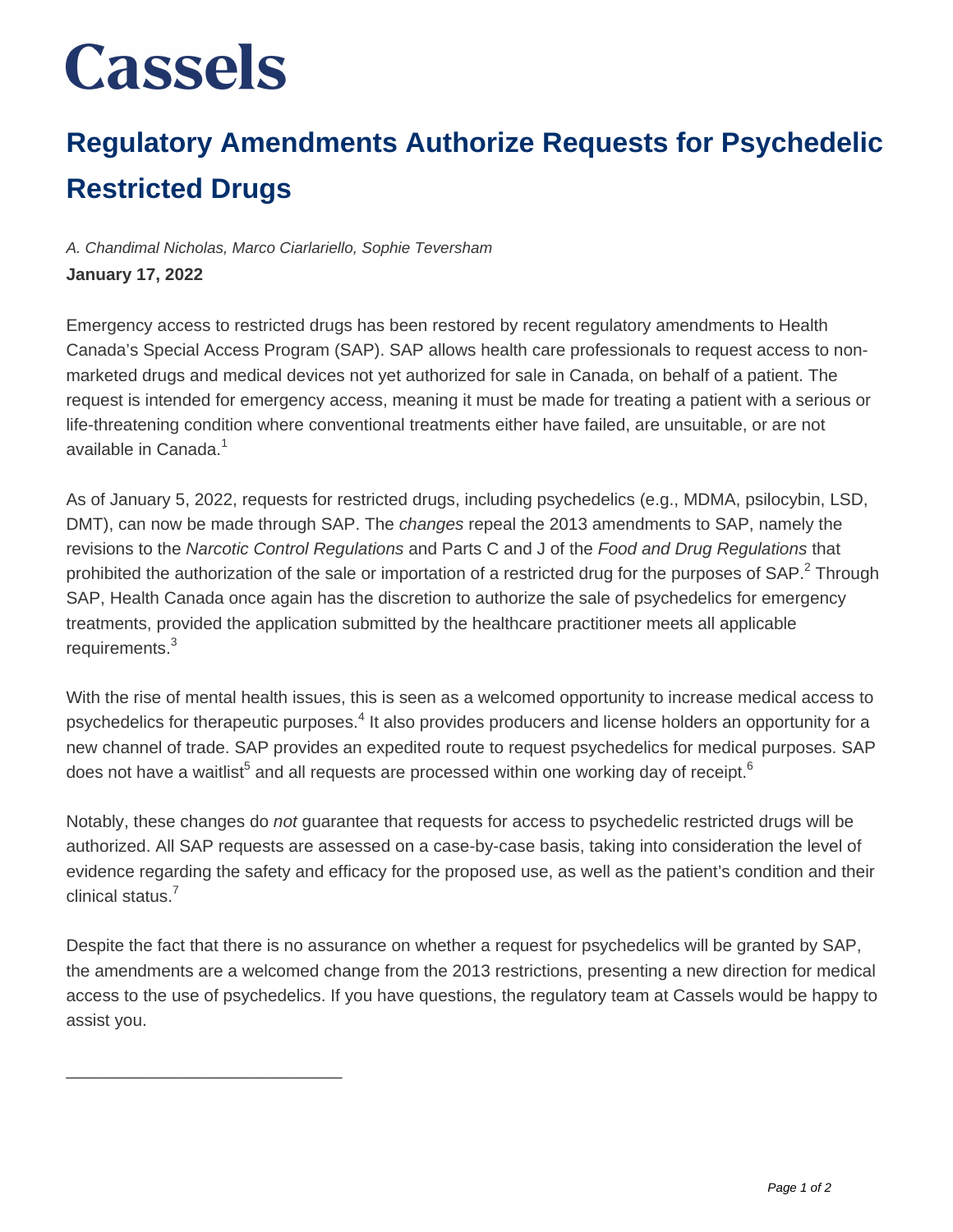# Cassels

## Regulatory Amendments Authorize Requests for Psychedelic Restricted Drugs

*A. Chandimal Nicholas, Marco Ciarlariello, Sophie Teversham*

**January 17, 2022**

Emergency access to restricted drugs has been restored by recent regulatory amendments to Health Canada's Special Access Program (SAP). SAP allows health care professionals to request access to non-marketed drugs and medical devices not yet authorized for sale in Canada, on behalf of a patient. The request is intended for emergency access, meaning it must be made for treating a patient with a serious or life-threatening condition where conventional treatments either have failed, are unsuitable, or are not available in Canada.[1]

As of January 5, 2022, requests for restricted drugs, including psychedelics (e.g., MDMA, psilocybin, LSD, DMT), can now be made through SAP. The *changes* repeal the 2013 amendments to SAP, namely the revisions to the *Narcotic Control Regulations* and Parts C and J of the *Food and Drug Regulations* that prohibited the authorization of the sale or importation of a restricted drug for the purposes of SAP.[2] Through SAP, Health Canada once again has the discretion to authorize the sale of psychedelics for emergency treatments, provided the application submitted by the healthcare practitioner meets all applicable requirements.[3]

With the rise of mental health issues, this is seen as a welcomed opportunity to increase medical access to psychedelics for therapeutic purposes.[4] It also provides producers and license holders an opportunity for a new channel of trade. SAP provides an expedited route to request psychedelics for medical purposes. SAP does not have a waitlist[5] and all requests are processed within one working day of receipt.[6]

Notably, these changes do *not* guarantee that requests for access to psychedelic restricted drugs will be authorized. All SAP requests are assessed on a case-by-case basis, taking into consideration the level of evidence regarding the safety and efficacy for the proposed use, as well as the patient's condition and their clinical status.[7]

Despite the fact that there is no assurance on whether a request for psychedelics will be granted by SAP, the amendments are a welcomed change from the 2013 restrictions, presenting a new direction for medical access to the use of psychedelics. If you have questions, the regulatory team at Cassels would be happy to assist you.

______________________________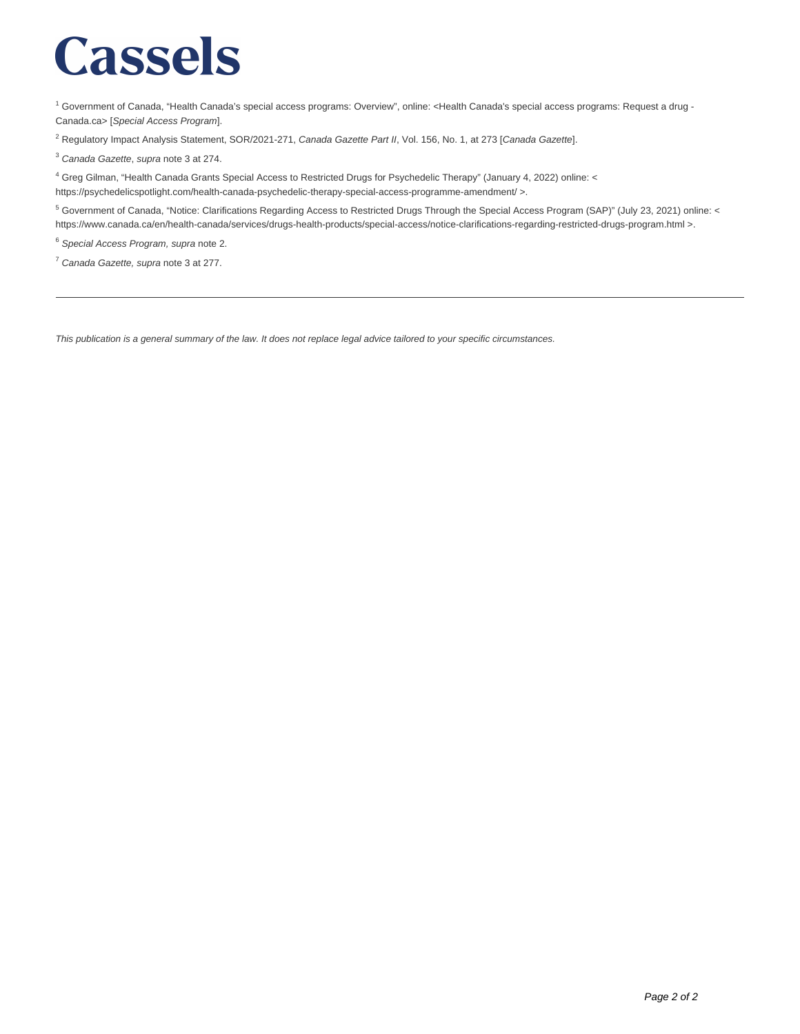[1] Government of Canada, "Health Canada's special access programs: Overview", online: <Health Canada's special access programs: Request a drug - Canada.ca> [*Special Access Program*].

[2] Regulatory Impact Analysis Statement, SOR/2021-271, *Canada Gazette Part II*, Vol. 156, No. 1, at 273 [*Canada Gazette*].

[3] *Canada Gazette*, *supra* note 3 at 274.

[4] Greg Gilman, "Health Canada Grants Special Access to Restricted Drugs for Psychedelic Therapy" (January 4, 2022) online: < https://psychedelicspotlight.com/health-canada-psychedelic-therapy-special-access-programme-amendment/ >.

[5] Government of Canada, "Notice: Clarifications Regarding Access to Restricted Drugs Through the Special Access Program (SAP)" (July 23, 2021) online: < https://www.canada.ca/en/health-canada/services/drugs-health-products/special-access/notice-clarifications-regarding-restricted-drugs-program.html >.

[6] *Special Access Program, supra* note 2.

[7] *Canada Gazette, supra* note 3 at 277.

---

*This publication is a general summary of the law. It does not replace legal advice tailored to your specific circumstances.*